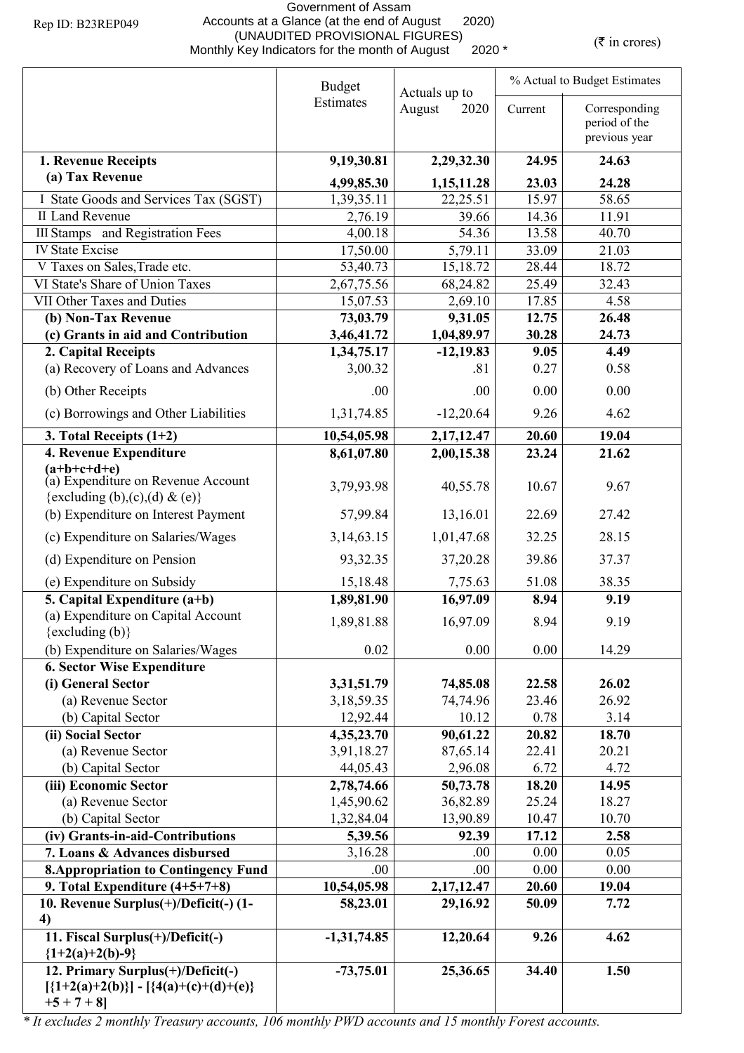Rep ID: B23REP049

Government of Assam
Accounts at a Glance (at the end of August 2020)
(UNAUDITED PROVISIONAL FIGURES)
Monthly Key Indicators for the month of August 2020 *

(₹ in crores)

| | Budget Estimates | Actuals up to August 2020 | % Actual to Budget Estimates | |
|---|---|---|---|---|
| | | | Current | Corresponding period of the previous year |
| **1. Revenue Receipts** | **9,19,30.81** | **2,29,32.30** | **24.95** | **24.63** |
| **(a) Tax Revenue** | **4,99,85.30** | **1,15,11.28** | **23.03** | **24.28** |
| I State Goods and Services Tax (SGST) | 1,39,35.11 | 22,25.51 | 15.97 | 58.65 |
| II Land Revenue | 2,76.19 | 39.66 | 14.36 | 11.91 |
| III Stamps and Registration Fees | 4,00.18 | 54.36 | 13.58 | 40.70 |
| IV State Excise | 17,50.00 | 5,79.11 | 33.09 | 21.03 |
| V Taxes on Sales,Trade etc. | 53,40.73 | 15,18.72 | 28.44 | 18.72 |
| VI State's Share of Union Taxes | 2,67,75.56 | 68,24.82 | 25.49 | 32.43 |
| VII Other Taxes and Duties | 15,07.53 | 2,69.10 | 17.85 | 4.58 |
| **(b) Non-Tax Revenue** | **73,03.79** | **9,31.05** | **12.75** | **26.48** |
| **(c) Grants in aid and Contribution** | **3,46,41.72** | **1,04,89.97** | **30.28** | **24.73** |
| **2. Capital Receipts** | **1,34,75.17** | **-12,19.83** | **9.05** | **4.49** |
| (a) Recovery of Loans and Advances | 3,00.32 | .81 | 0.27 | 0.58 |
| (b) Other Receipts | .00 | .00 | 0.00 | 0.00 |
| (c) Borrowings and Other Liabilities | 1,31,74.85 | -12,20.64 | 9.26 | 4.62 |
| **3. Total Receipts (1+2)** | **10,54,05.98** | **2,17,12.47** | **20.60** | **19.04** |
| **4. Revenue Expenditure (a+b+c+d+e)** | **8,61,07.80** | **2,00,15.38** | **23.24** | **21.62** |
| (a) Expenditure on Revenue Account {excluding (b),(c),(d) & (e)} | 3,79,93.98 | 40,55.78 | 10.67 | 9.67 |
| (b) Expenditure on Interest Payment | 57,99.84 | 13,16.01 | 22.69 | 27.42 |
| (c) Expenditure on Salaries/Wages | 3,14,63.15 | 1,01,47.68 | 32.25 | 28.15 |
| (d) Expenditure on Pension | 93,32.35 | 37,20.28 | 39.86 | 37.37 |
| (e) Expenditure on Subsidy | 15,18.48 | 7,75.63 | 51.08 | 38.35 |
| **5. Capital Expenditure (a+b)** | **1,89,81.90** | **16,97.09** | **8.94** | **9.19** |
| (a) Expenditure on Capital Account {excluding (b)} | 1,89,81.88 | 16,97.09 | 8.94 | 9.19 |
| (b) Expenditure on Salaries/Wages | 0.02 | 0.00 | 0.00 | 14.29 |
| **6. Sector Wise Expenditure** | | | | |
| **(i) General Sector** | **3,31,51.79** | **74,85.08** | **22.58** | **26.02** |
| (a) Revenue Sector | 3,18,59.35 | 74,74.96 | 23.46 | 26.92 |
| (b) Capital Sector | 12,92.44 | 10.12 | 0.78 | 3.14 |
| **(ii) Social Sector** | **4,35,23.70** | **90,61.22** | **20.82** | **18.70** |
| (a) Revenue Sector | 3,91,18.27 | 87,65.14 | 22.41 | 20.21 |
| (b) Capital Sector | 44,05.43 | 2,96.08 | 6.72 | 4.72 |
| **(iii) Economic Sector** | **2,78,74.66** | **50,73.78** | **18.20** | **14.95** |
| (a) Revenue Sector | 1,45,90.62 | 36,82.89 | 25.24 | 18.27 |
| (b) Capital Sector | 1,32,84.04 | 13,90.89 | 10.47 | 10.70 |
| **(iv) Grants-in-aid-Contributions** | **5,39.56** | **92.39** | **17.12** | **2.58** |
| **7. Loans & Advances disbursed** | 3,16.28 | .00 | 0.00 | 0.05 |
| **8.Appropriation to Contingency Fund** | .00 | .00 | 0.00 | 0.00 |
| **9. Total Expenditure (4+5+7+8)** | **10,54,05.98** | **2,17,12.47** | **20.60** | **19.04** |
| **10. Revenue Surplus(+)/Deficit(-) (1-4)** | **58,23.01** | **29,16.92** | **50.09** | **7.72** |
| **11. Fiscal Surplus(+)/Deficit(-) {1+2(a)+2(b)-9}** | **-1,31,74.85** | **12,20.64** | **9.26** | **4.62** |
| **12. Primary Surplus(+)/Deficit(-) [{1+2(a)+2(b)}] - [{4(a)+(c)+(d)+(e)} +5 + 7 + 8]** | **-73,75.01** | **25,36.65** | **34.40** | **1.50** |

*\* It excludes 2 monthly Treasury accounts, 106 monthly PWD accounts and 15 monthly Forest accounts.*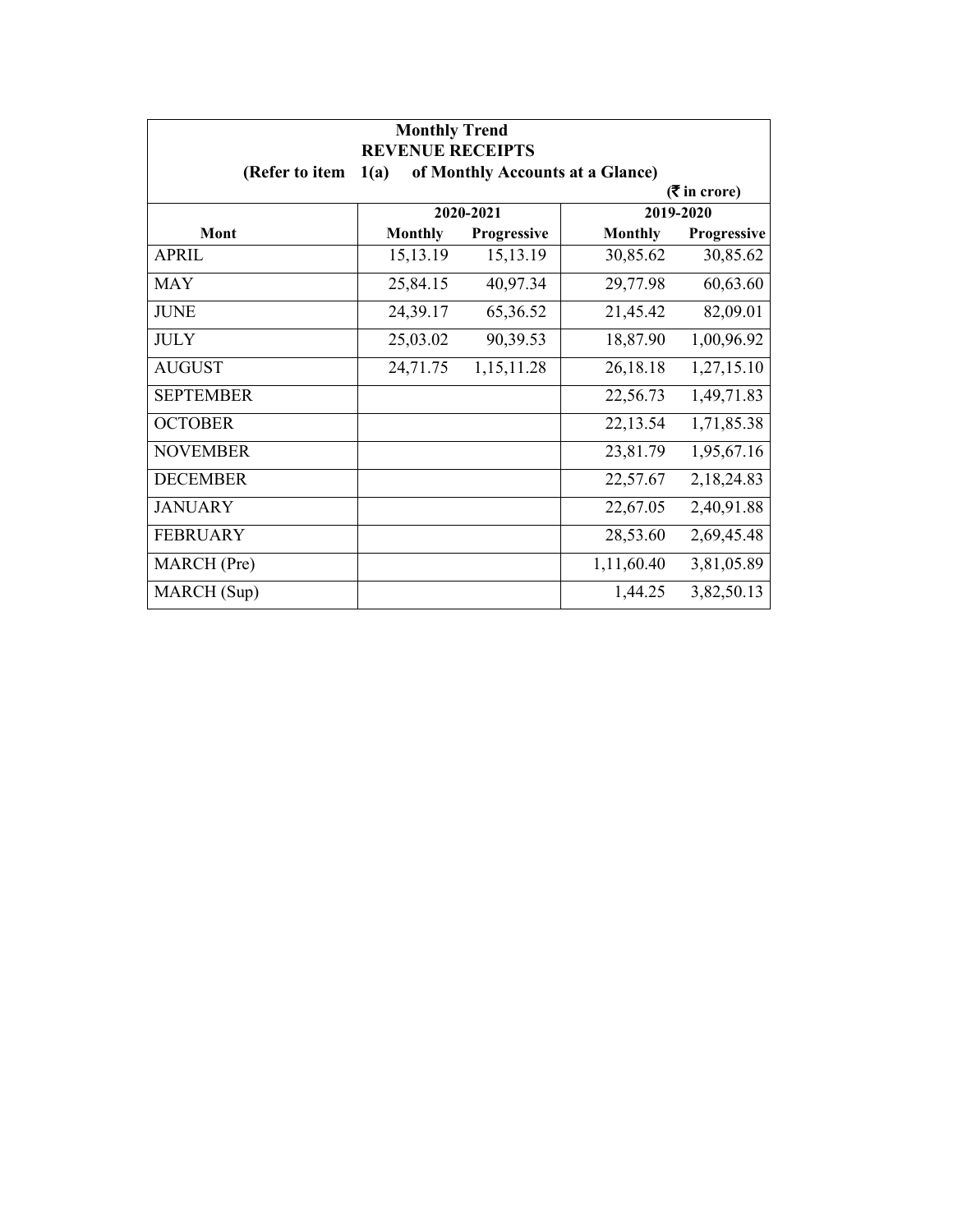**Monthly Trend**

**REVENUE RECEIPTS**

**(Refer to item 1(a) of Monthly Accounts at a Glance)**

**(₹ in crore)**

| Mont | 2020-2021 | | 2019-2020 | |
|---|---|---|---|---|
| | Monthly | Progressive | Monthly | Progressive |
| APRIL | 15,13.19 | 15,13.19 | 30,85.62 | 30,85.62 |
| MAY | 25,84.15 | 40,97.34 | 29,77.98 | 60,63.60 |
| JUNE | 24,39.17 | 65,36.52 | 21,45.42 | 82,09.01 |
| JULY | 25,03.02 | 90,39.53 | 18,87.90 | 1,00,96.92 |
| AUGUST | 24,71.75 | 1,15,11.28 | 26,18.18 | 1,27,15.10 |
| SEPTEMBER | | | 22,56.73 | 1,49,71.83 |
| OCTOBER | | | 22,13.54 | 1,71,85.38 |
| NOVEMBER | | | 23,81.79 | 1,95,67.16 |
| DECEMBER | | | 22,57.67 | 2,18,24.83 |
| JANUARY | | | 22,67.05 | 2,40,91.88 |
| FEBRUARY | | | 28,53.60 | 2,69,45.48 |
| MARCH (Pre) | | | 1,11,60.40 | 3,81,05.89 |
| MARCH (Sup) | | | 1,44.25 | 3,82,50.13 |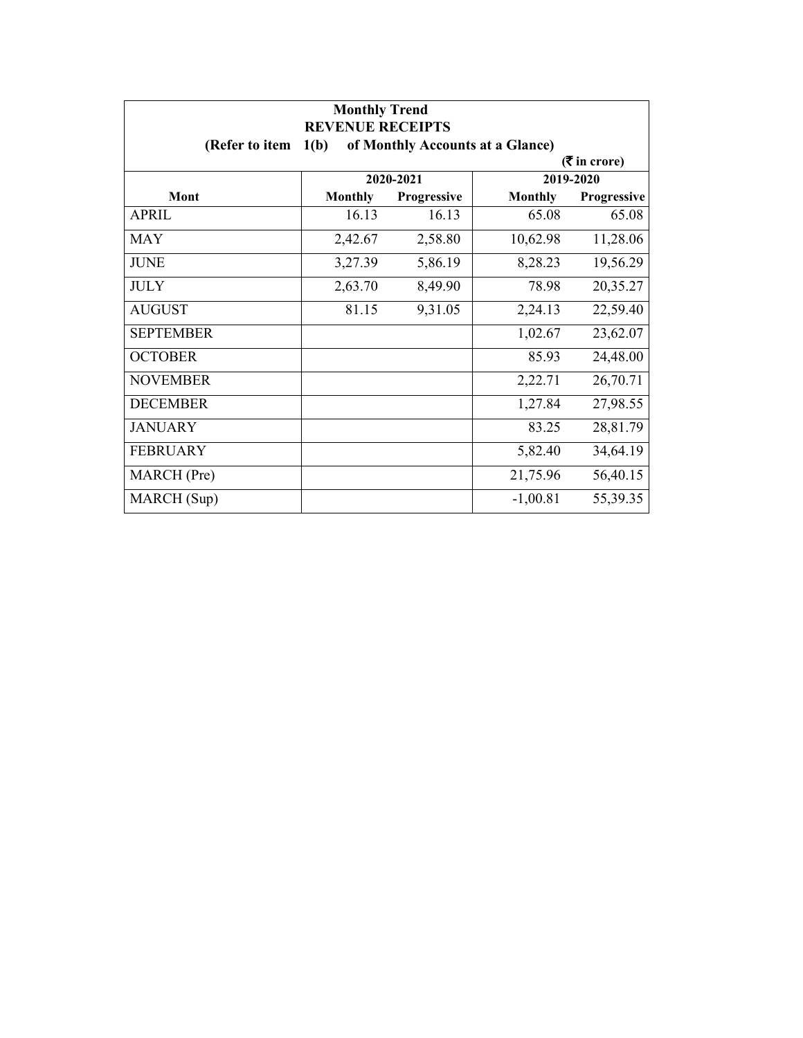**Monthly Trend**
**REVENUE RECEIPTS**
**(Refer to item 1(b) of Monthly Accounts at a Glance)**

**(₹ in crore)**

| Mont | 2020-2021 | | 2019-2020 | |
|---|---|---|---|---|
| | Monthly | Progressive | Monthly | Progressive |
| APRIL | 16.13 | 16.13 | 65.08 | 65.08 |
| MAY | 2,42.67 | 2,58.80 | 10,62.98 | 11,28.06 |
| JUNE | 3,27.39 | 5,86.19 | 8,28.23 | 19,56.29 |
| JULY | 2,63.70 | 8,49.90 | 78.98 | 20,35.27 |
| AUGUST | 81.15 | 9,31.05 | 2,24.13 | 22,59.40 |
| SEPTEMBER | | | 1,02.67 | 23,62.07 |
| OCTOBER | | | 85.93 | 24,48.00 |
| NOVEMBER | | | 2,22.71 | 26,70.71 |
| DECEMBER | | | 1,27.84 | 27,98.55 |
| JANUARY | | | 83.25 | 28,81.79 |
| FEBRUARY | | | 5,82.40 | 34,64.19 |
| MARCH (Pre) | | | 21,75.96 | 56,40.15 |
| MARCH (Sup) | | | -1,00.81 | 55,39.35 |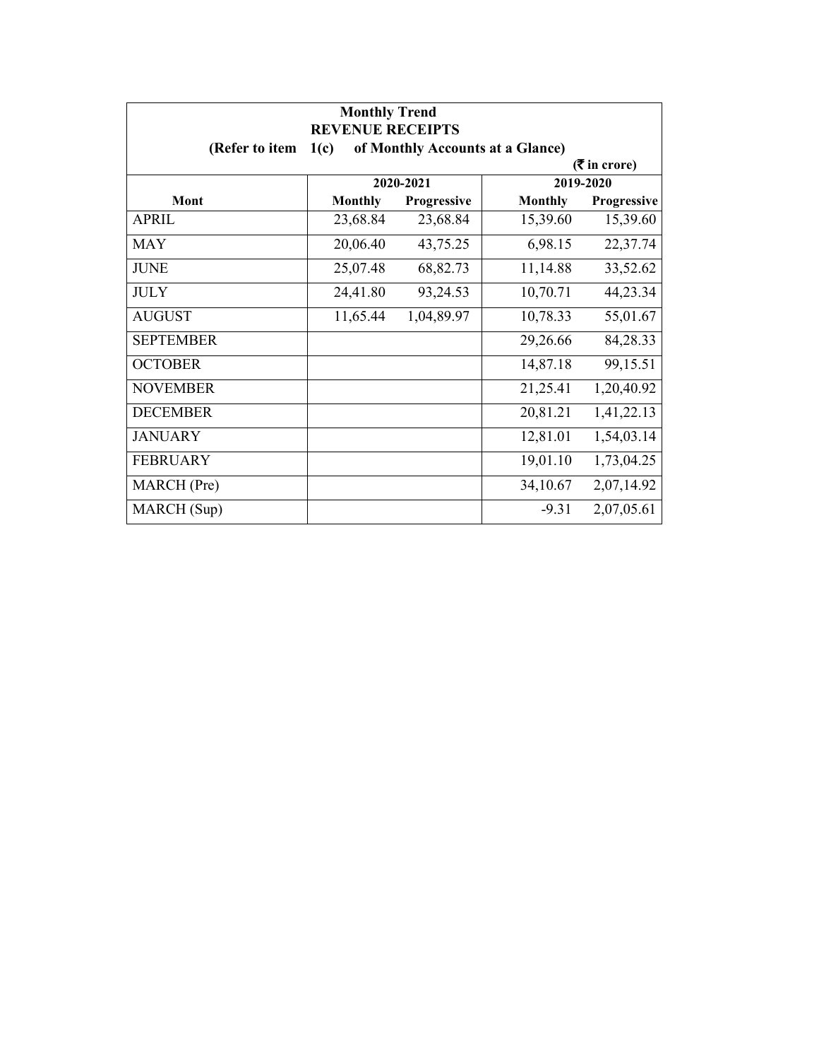**Monthly Trend**

**REVENUE RECEIPTS**

**(Refer to item 1(c) of Monthly Accounts at a Glance)**

**(₹ in crore)**

| Mont | 2020-2021 | | 2019-2020 | |
|---|---|---|---|---|
| | Monthly | Progressive | Monthly | Progressive |
| APRIL | 23,68.84 | 23,68.84 | 15,39.60 | 15,39.60 |
| MAY | 20,06.40 | 43,75.25 | 6,98.15 | 22,37.74 |
| JUNE | 25,07.48 | 68,82.73 | 11,14.88 | 33,52.62 |
| JULY | 24,41.80 | 93,24.53 | 10,70.71 | 44,23.34 |
| AUGUST | 11,65.44 | 1,04,89.97 | 10,78.33 | 55,01.67 |
| SEPTEMBER | | | 29,26.66 | 84,28.33 |
| OCTOBER | | | 14,87.18 | 99,15.51 |
| NOVEMBER | | | 21,25.41 | 1,20,40.92 |
| DECEMBER | | | 20,81.21 | 1,41,22.13 |
| JANUARY | | | 12,81.01 | 1,54,03.14 |
| FEBRUARY | | | 19,01.10 | 1,73,04.25 |
| MARCH (Pre) | | | 34,10.67 | 2,07,14.92 |
| MARCH (Sup) | | | -9.31 | 2,07,05.61 |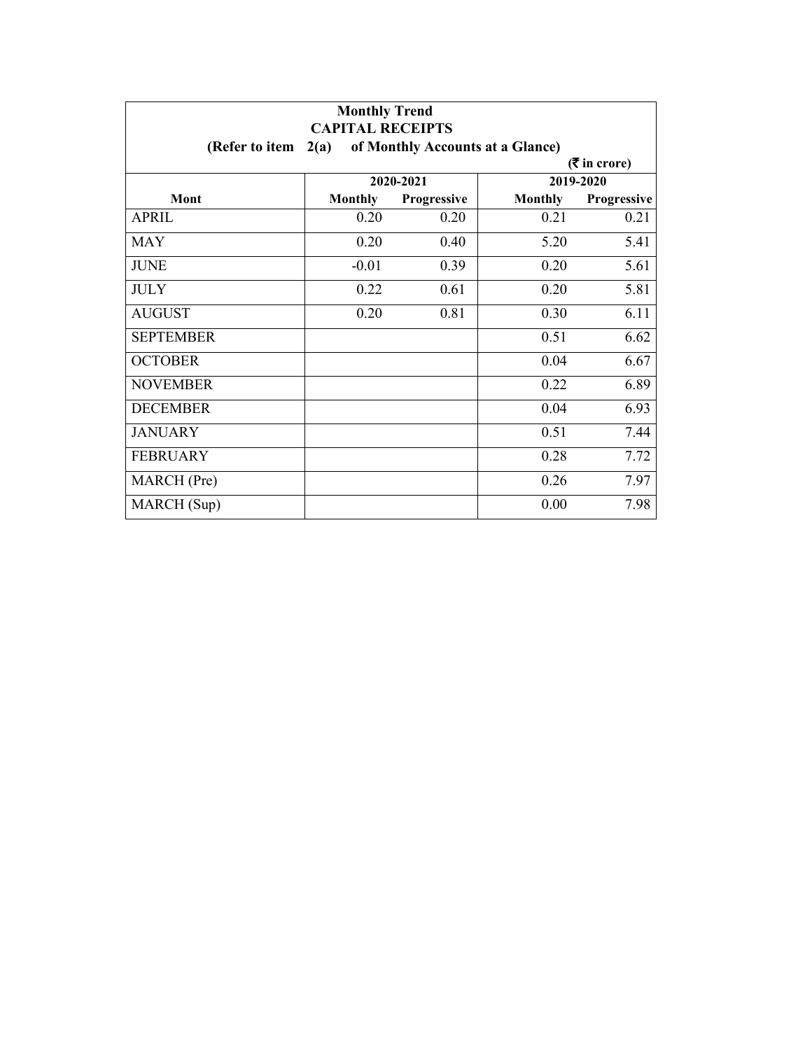**Monthly Trend**

**CAPITAL RECEIPTS**

**(Refer to item 2(a) of Monthly Accounts at a Glance)**

**(₹ in crore)**

| Mont | 2020-2021 | | 2019-2020 | |
|---|---|---|---|---|
| | Monthly | Progressive | Monthly | Progressive |
| APRIL | 0.20 | 0.20 | 0.21 | 0.21 |
| MAY | 0.20 | 0.40 | 5.20 | 5.41 |
| JUNE | -0.01 | 0.39 | 0.20 | 5.61 |
| JULY | 0.22 | 0.61 | 0.20 | 5.81 |
| AUGUST | 0.20 | 0.81 | 0.30 | 6.11 |
| SEPTEMBER | | | 0.51 | 6.62 |
| OCTOBER | | | 0.04 | 6.67 |
| NOVEMBER | | | 0.22 | 6.89 |
| DECEMBER | | | 0.04 | 6.93 |
| JANUARY | | | 0.51 | 7.44 |
| FEBRUARY | | | 0.28 | 7.72 |
| MARCH (Pre) | | | 0.26 | 7.97 |
| MARCH (Sup) | | | 0.00 | 7.98 |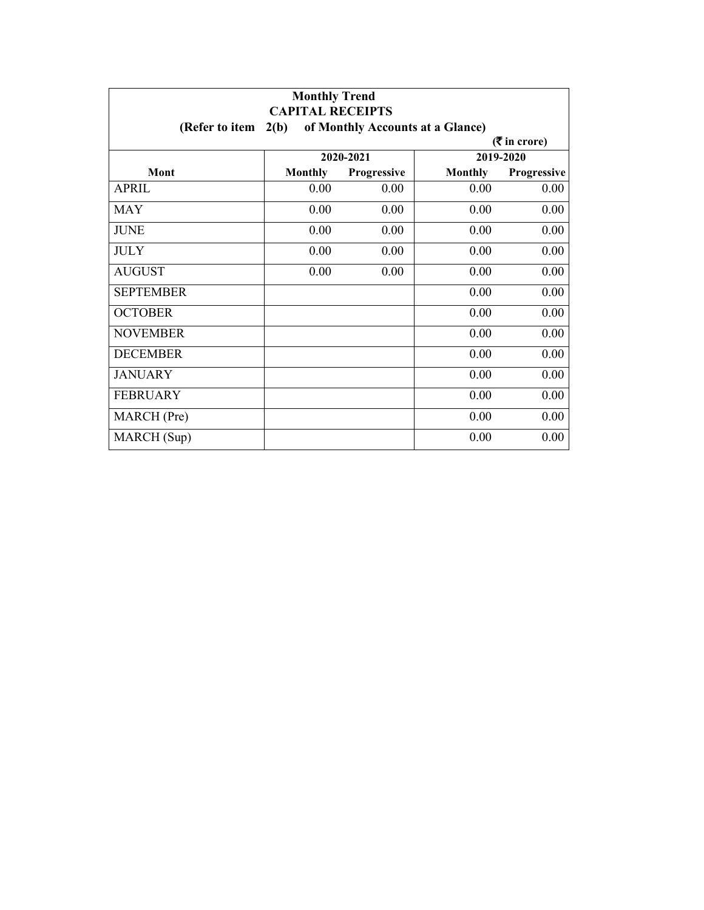**Monthly Trend**
**CAPITAL RECEIPTS**
**(Refer to item 2(b) of Monthly Accounts at a Glance)**

**(₹ in crore)**

| Mont | 2020-2021 | | 2019-2020 | |
|---|---|---|---|---|
| | Monthly | Progressive | Monthly | Progressive |
| APRIL | 0.00 | 0.00 | 0.00 | 0.00 |
| MAY | 0.00 | 0.00 | 0.00 | 0.00 |
| JUNE | 0.00 | 0.00 | 0.00 | 0.00 |
| JULY | 0.00 | 0.00 | 0.00 | 0.00 |
| AUGUST | 0.00 | 0.00 | 0.00 | 0.00 |
| SEPTEMBER | | | 0.00 | 0.00 |
| OCTOBER | | | 0.00 | 0.00 |
| NOVEMBER | | | 0.00 | 0.00 |
| DECEMBER | | | 0.00 | 0.00 |
| JANUARY | | | 0.00 | 0.00 |
| FEBRUARY | | | 0.00 | 0.00 |
| MARCH (Pre) | | | 0.00 | 0.00 |
| MARCH (Sup) | | | 0.00 | 0.00 |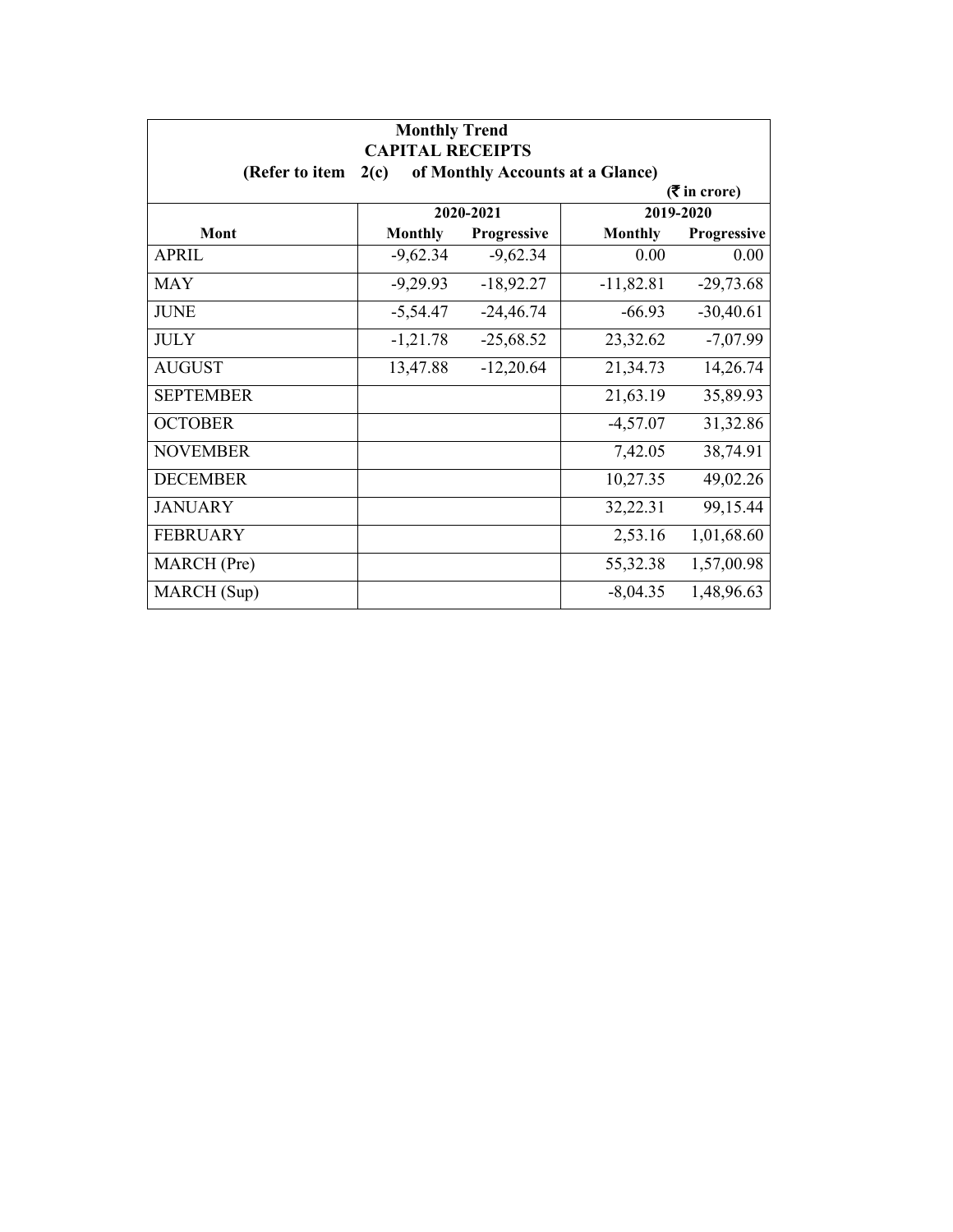**Monthly Trend**

**CAPITAL RECEIPTS**

**(Refer to item 2(c) of Monthly Accounts at a Glance)**

**(₹ in crore)**

| Mont | 2020-2021 | | 2019-2020 | |
|---|---|---|---|---|
| | Monthly | Progressive | Monthly | Progressive |
| APRIL | -9,62.34 | -9,62.34 | 0.00 | 0.00 |
| MAY | -9,29.93 | -18,92.27 | -11,82.81 | -29,73.68 |
| JUNE | -5,54.47 | -24,46.74 | -66.93 | -30,40.61 |
| JULY | -1,21.78 | -25,68.52 | 23,32.62 | -7,07.99 |
| AUGUST | 13,47.88 | -12,20.64 | 21,34.73 | 14,26.74 |
| SEPTEMBER | | | 21,63.19 | 35,89.93 |
| OCTOBER | | | -4,57.07 | 31,32.86 |
| NOVEMBER | | | 7,42.05 | 38,74.91 |
| DECEMBER | | | 10,27.35 | 49,02.26 |
| JANUARY | | | 32,22.31 | 99,15.44 |
| FEBRUARY | | | 2,53.16 | 1,01,68.60 |
| MARCH (Pre) | | | 55,32.38 | 1,57,00.98 |
| MARCH (Sup) | | | -8,04.35 | 1,48,96.63 |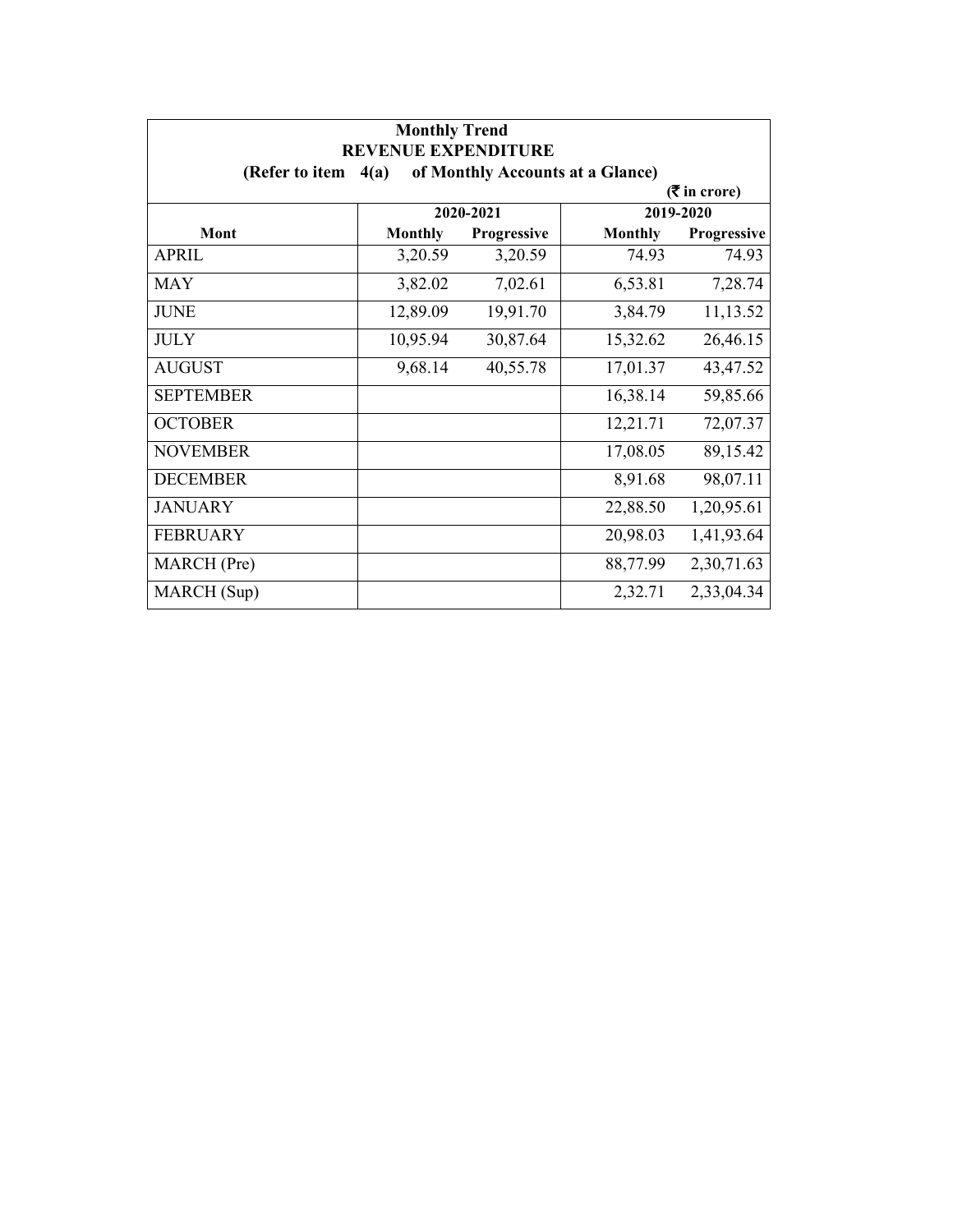**Monthly Trend**
**REVENUE EXPENDITURE**
**(Refer to item 4(a) of Monthly Accounts at a Glance)**

**(₹ in crore)**

| Mont | 2020-2021 | | 2019-2020 | |
|---|---|---|---|---|
| | Monthly | Progressive | Monthly | Progressive |
| APRIL | 3,20.59 | 3,20.59 | 74.93 | 74.93 |
| MAY | 3,82.02 | 7,02.61 | 6,53.81 | 7,28.74 |
| JUNE | 12,89.09 | 19,91.70 | 3,84.79 | 11,13.52 |
| JULY | 10,95.94 | 30,87.64 | 15,32.62 | 26,46.15 |
| AUGUST | 9,68.14 | 40,55.78 | 17,01.37 | 43,47.52 |
| SEPTEMBER | | | 16,38.14 | 59,85.66 |
| OCTOBER | | | 12,21.71 | 72,07.37 |
| NOVEMBER | | | 17,08.05 | 89,15.42 |
| DECEMBER | | | 8,91.68 | 98,07.11 |
| JANUARY | | | 22,88.50 | 1,20,95.61 |
| FEBRUARY | | | 20,98.03 | 1,41,93.64 |
| MARCH (Pre) | | | 88,77.99 | 2,30,71.63 |
| MARCH (Sup) | | | 2,32.71 | 2,33,04.34 |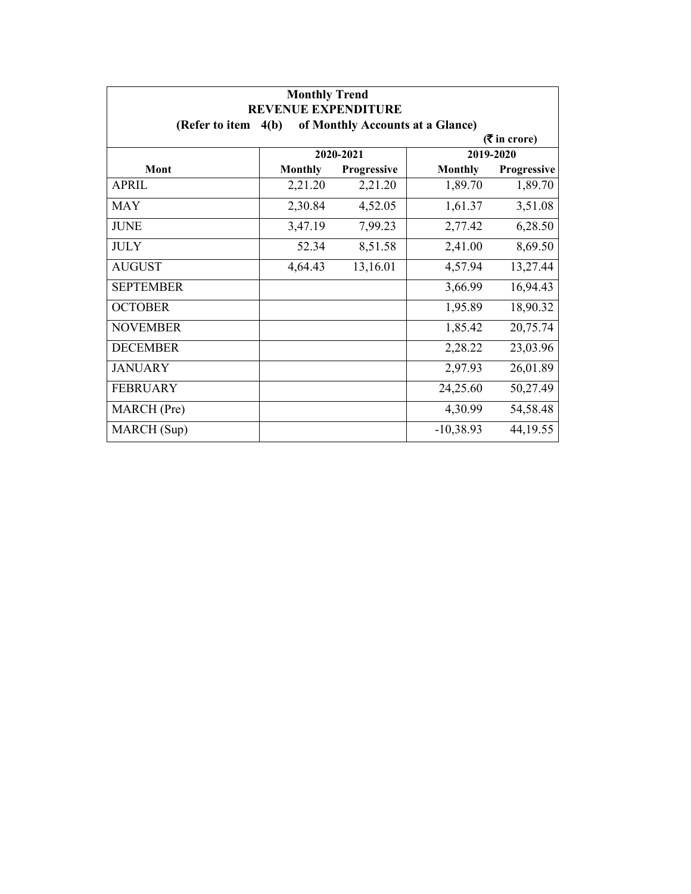**Monthly Trend**

**REVENUE EXPENDITURE**

**(Refer to item 4(b) of Monthly Accounts at a Glance)**

**(₹ in crore)**

| | 2020-2021 | | 2019-2020 | |
|---|---|---|---|---|
| **Mont** | **Monthly** | **Progressive** | **Monthly** | **Progressive** |
| APRIL | 2,21.20 | 2,21.20 | 1,89.70 | 1,89.70 |
| MAY | 2,30.84 | 4,52.05 | 1,61.37 | 3,51.08 |
| JUNE | 3,47.19 | 7,99.23 | 2,77.42 | 6,28.50 |
| JULY | 52.34 | 8,51.58 | 2,41.00 | 8,69.50 |
| AUGUST | 4,64.43 | 13,16.01 | 4,57.94 | 13,27.44 |
| SEPTEMBER | | | 3,66.99 | 16,94.43 |
| OCTOBER | | | 1,95.89 | 18,90.32 |
| NOVEMBER | | | 1,85.42 | 20,75.74 |
| DECEMBER | | | 2,28.22 | 23,03.96 |
| JANUARY | | | 2,97.93 | 26,01.89 |
| FEBRUARY | | | 24,25.60 | 50,27.49 |
| MARCH (Pre) | | | 4,30.99 | 54,58.48 |
| MARCH (Sup) | | | -10,38.93 | 44,19.55 |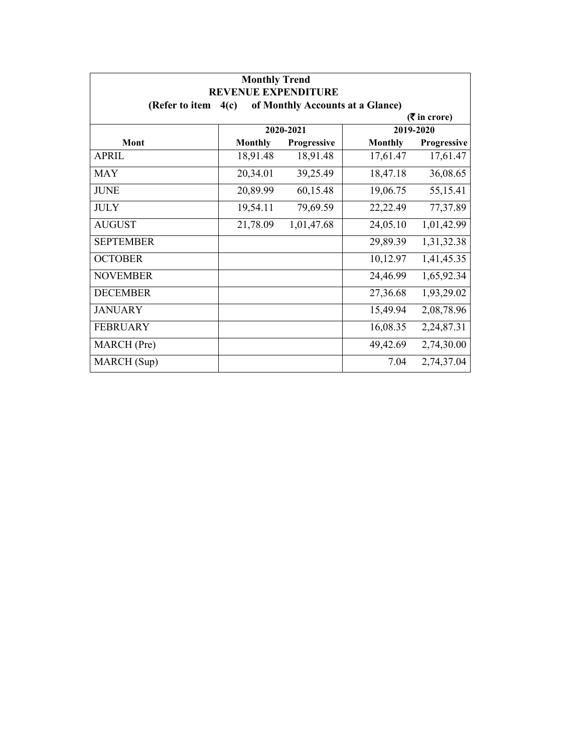**Monthly Trend**
**REVENUE EXPENDITURE**
**(Refer to item 4(c) of Monthly Accounts at a Glance)**

**(₹ in crore)**

| Mont | 2020-2021 | | 2019-2020 | |
|---|---|---|---|---|
| | Monthly | Progressive | Monthly | Progressive |
| APRIL | 18,91.48 | 18,91.48 | 17,61.47 | 17,61.47 |
| MAY | 20,34.01 | 39,25.49 | 18,47.18 | 36,08.65 |
| JUNE | 20,89.99 | 60,15.48 | 19,06.75 | 55,15.41 |
| JULY | 19,54.11 | 79,69.59 | 22,22.49 | 77,37.89 |
| AUGUST | 21,78.09 | 1,01,47.68 | 24,05.10 | 1,01,42.99 |
| SEPTEMBER | | | 29,89.39 | 1,31,32.38 |
| OCTOBER | | | 10,12.97 | 1,41,45.35 |
| NOVEMBER | | | 24,46.99 | 1,65,92.34 |
| DECEMBER | | | 27,36.68 | 1,93,29.02 |
| JANUARY | | | 15,49.94 | 2,08,78.96 |
| FEBRUARY | | | 16,08.35 | 2,24,87.31 |
| MARCH (Pre) | | | 49,42.69 | 2,74,30.00 |
| MARCH (Sup) | | | 7.04 | 2,74,37.04 |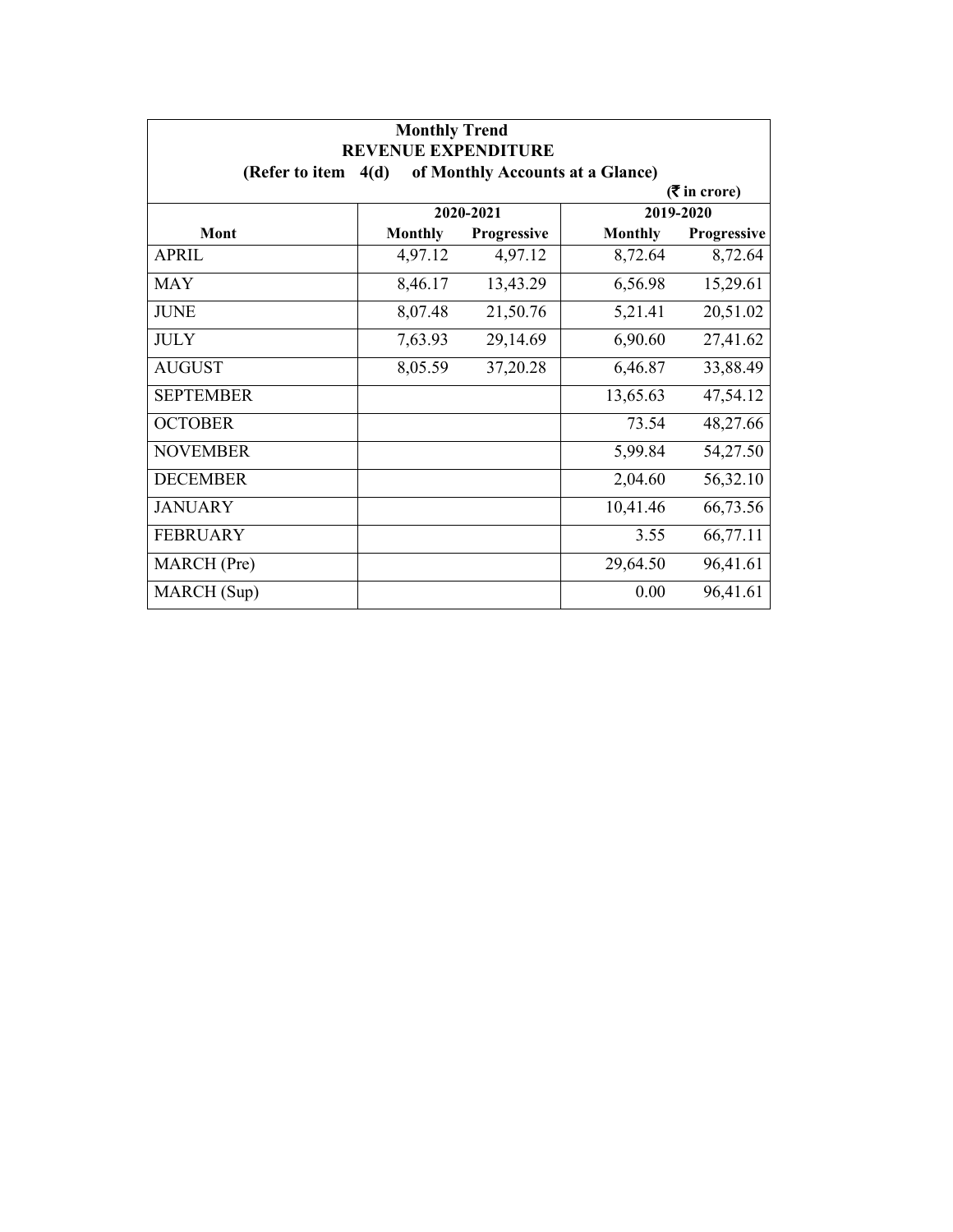**Monthly Trend**

**REVENUE EXPENDITURE**

**(Refer to item 4(d) of Monthly Accounts at a Glance)**

**(₹ in crore)**

| Mont | 2020-2021 | | 2019-2020 | |
|---|---|---|---|---|
| | **Monthly** | **Progressive** | **Monthly** | **Progressive** |
| APRIL | 4,97.12 | 4,97.12 | 8,72.64 | 8,72.64 |
| MAY | 8,46.17 | 13,43.29 | 6,56.98 | 15,29.61 |
| JUNE | 8,07.48 | 21,50.76 | 5,21.41 | 20,51.02 |
| JULY | 7,63.93 | 29,14.69 | 6,90.60 | 27,41.62 |
| AUGUST | 8,05.59 | 37,20.28 | 6,46.87 | 33,88.49 |
| SEPTEMBER | | | 13,65.63 | 47,54.12 |
| OCTOBER | | | 73.54 | 48,27.66 |
| NOVEMBER | | | 5,99.84 | 54,27.50 |
| DECEMBER | | | 2,04.60 | 56,32.10 |
| JANUARY | | | 10,41.46 | 66,73.56 |
| FEBRUARY | | | 3.55 | 66,77.11 |
| MARCH (Pre) | | | 29,64.50 | 96,41.61 |
| MARCH (Sup) | | | 0.00 | 96,41.61 |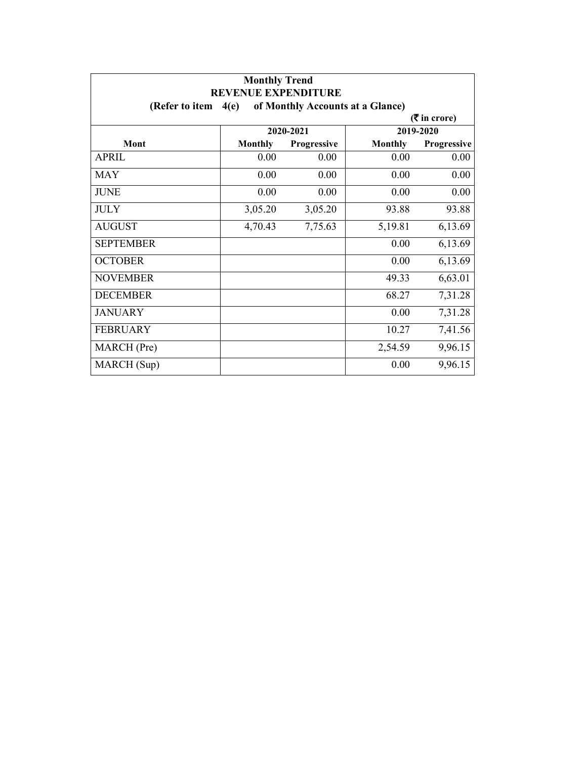**Monthly Trend**
**REVENUE EXPENDITURE**
**(Refer to item 4(e) of Monthly Accounts at a Glance)**

**(₹ in crore)**

| Mont | 2020-2021 | | 2019-2020 | |
|---|---|---|---|---|
| | Monthly | Progressive | Monthly | Progressive |
| APRIL | 0.00 | 0.00 | 0.00 | 0.00 |
| MAY | 0.00 | 0.00 | 0.00 | 0.00 |
| JUNE | 0.00 | 0.00 | 0.00 | 0.00 |
| JULY | 3,05.20 | 3,05.20 | 93.88 | 93.88 |
| AUGUST | 4,70.43 | 7,75.63 | 5,19.81 | 6,13.69 |
| SEPTEMBER | | | 0.00 | 6,13.69 |
| OCTOBER | | | 0.00 | 6,13.69 |
| NOVEMBER | | | 49.33 | 6,63.01 |
| DECEMBER | | | 68.27 | 7,31.28 |
| JANUARY | | | 0.00 | 7,31.28 |
| FEBRUARY | | | 10.27 | 7,41.56 |
| MARCH (Pre) | | | 2,54.59 | 9,96.15 |
| MARCH (Sup) | | | 0.00 | 9,96.15 |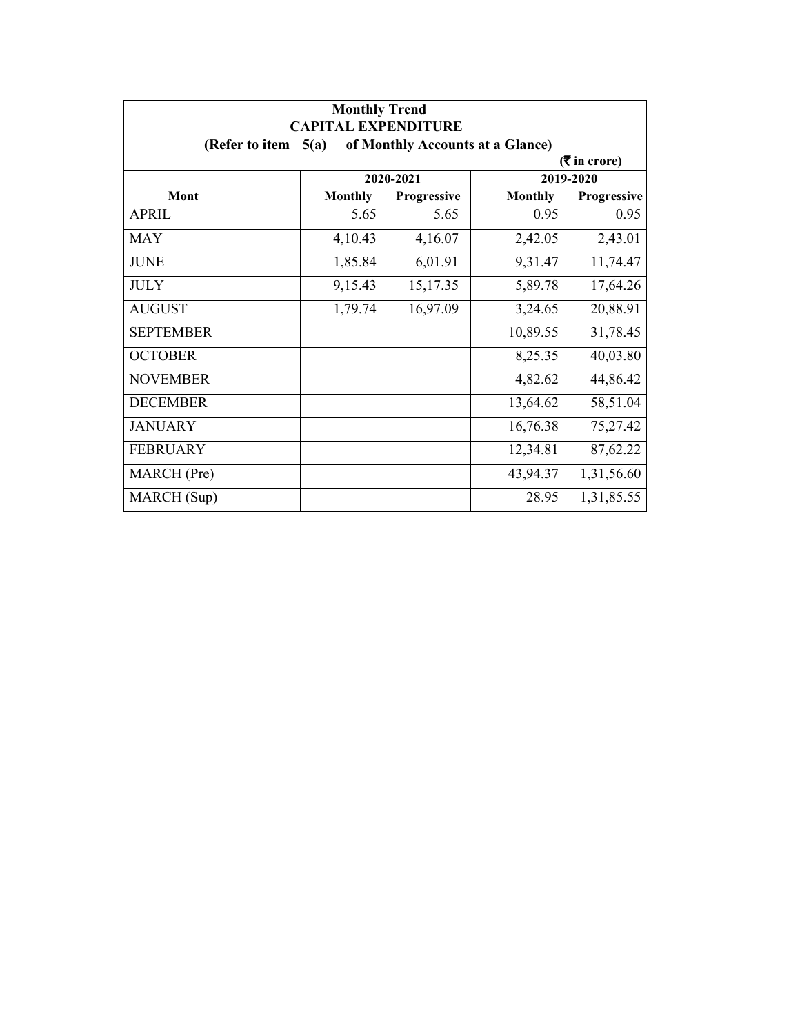**Monthly Trend**

**CAPITAL EXPENDITURE**

**(Refer to item 5(a) of Monthly Accounts at a Glance)**

**(₹ in crore)**

| Mont | 2020-2021 | | 2019-2020 | |
|---|---|---|---|---|
| | **Monthly** | **Progressive** | **Monthly** | **Progressive** |
| APRIL | 5.65 | 5.65 | 0.95 | 0.95 |
| MAY | 4,10.43 | 4,16.07 | 2,42.05 | 2,43.01 |
| JUNE | 1,85.84 | 6,01.91 | 9,31.47 | 11,74.47 |
| JULY | 9,15.43 | 15,17.35 | 5,89.78 | 17,64.26 |
| AUGUST | 1,79.74 | 16,97.09 | 3,24.65 | 20,88.91 |
| SEPTEMBER | | | 10,89.55 | 31,78.45 |
| OCTOBER | | | 8,25.35 | 40,03.80 |
| NOVEMBER | | | 4,82.62 | 44,86.42 |
| DECEMBER | | | 13,64.62 | 58,51.04 |
| JANUARY | | | 16,76.38 | 75,27.42 |
| FEBRUARY | | | 12,34.81 | 87,62.22 |
| MARCH (Pre) | | | 43,94.37 | 1,31,56.60 |
| MARCH (Sup) | | | 28.95 | 1,31,85.55 |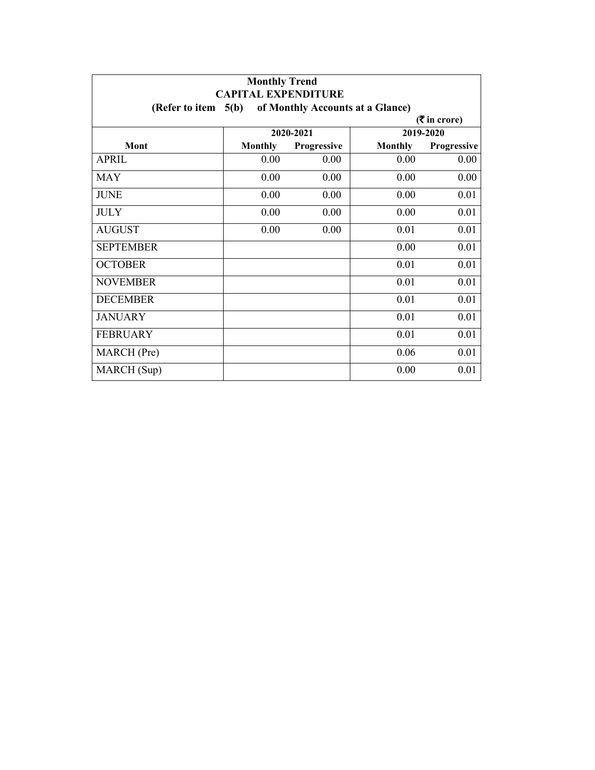**Monthly Trend**
**CAPITAL EXPENDITURE**
**(Refer to item 5(b) of Monthly Accounts at a Glance)**

**(₹ in crore)**

| Mont | 2020-2021 | | 2019-2020 | |
|---|---|---|---|---|
| | **Monthly** | **Progressive** | **Monthly** | **Progressive** |
| APRIL | 0.00 | 0.00 | 0.00 | 0.00 |
| MAY | 0.00 | 0.00 | 0.00 | 0.00 |
| JUNE | 0.00 | 0.00 | 0.00 | 0.01 |
| JULY | 0.00 | 0.00 | 0.00 | 0.01 |
| AUGUST | 0.00 | 0.00 | 0.01 | 0.01 |
| SEPTEMBER | | | 0.00 | 0.01 |
| OCTOBER | | | 0.01 | 0.01 |
| NOVEMBER | | | 0.01 | 0.01 |
| DECEMBER | | | 0.01 | 0.01 |
| JANUARY | | | 0.01 | 0.01 |
| FEBRUARY | | | 0.01 | 0.01 |
| MARCH (Pre) | | | 0.06 | 0.01 |
| MARCH (Sup) | | | 0.00 | 0.01 |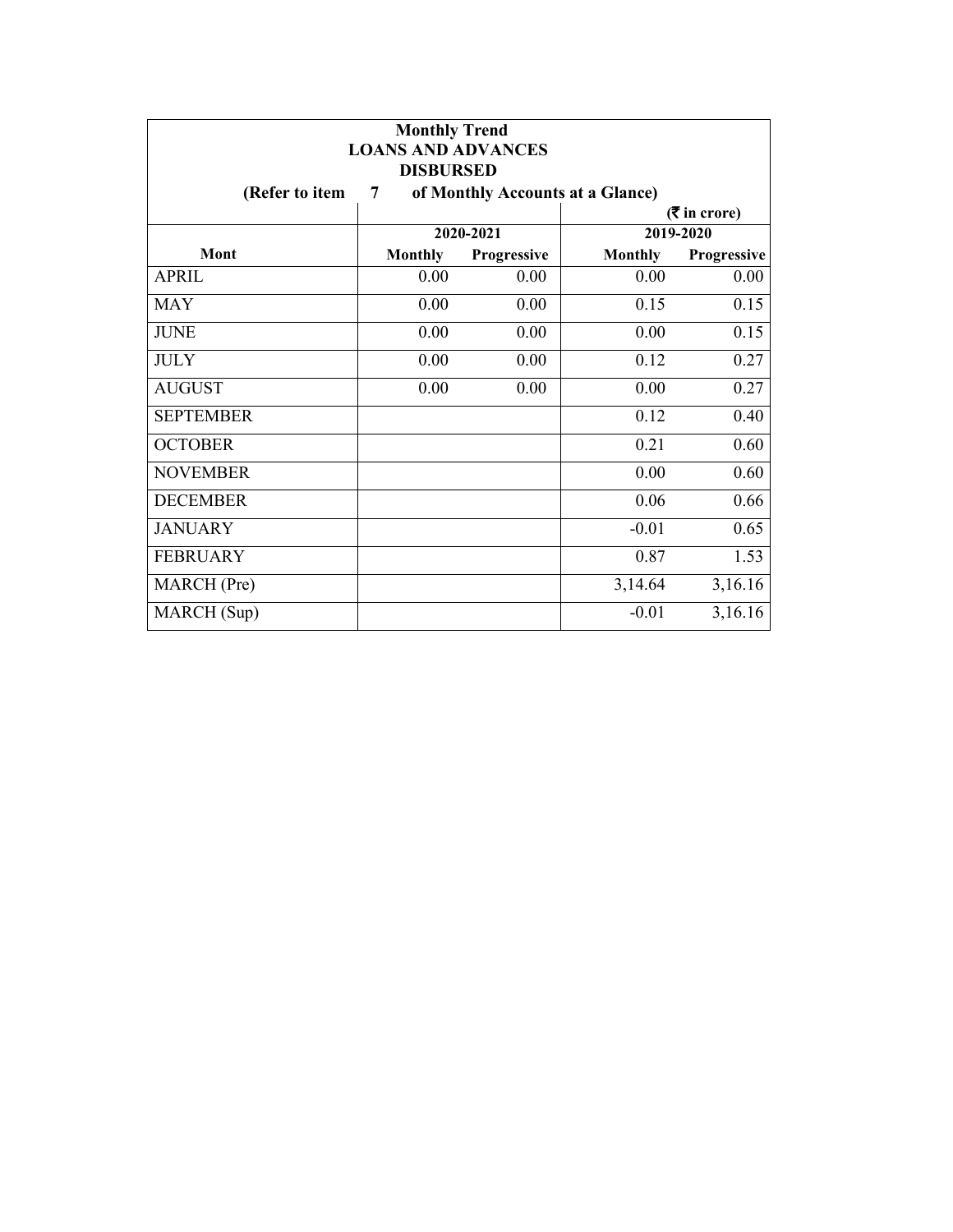**Monthly Trend**
**LOANS AND ADVANCES**
**DISBURSED**
**(Refer to item 7 of Monthly Accounts at a Glance)**

**(₹ in crore)**

| Mont | 2020-2021 | | 2019-2020 | |
|---|---|---|---|---|
| | **Monthly** | **Progressive** | **Monthly** | **Progressive** |
| APRIL | 0.00 | 0.00 | 0.00 | 0.00 |
| MAY | 0.00 | 0.00 | 0.15 | 0.15 |
| JUNE | 0.00 | 0.00 | 0.00 | 0.15 |
| JULY | 0.00 | 0.00 | 0.12 | 0.27 |
| AUGUST | 0.00 | 0.00 | 0.00 | 0.27 |
| SEPTEMBER | | | 0.12 | 0.40 |
| OCTOBER | | | 0.21 | 0.60 |
| NOVEMBER | | | 0.00 | 0.60 |
| DECEMBER | | | 0.06 | 0.66 |
| JANUARY | | | -0.01 | 0.65 |
| FEBRUARY | | | 0.87 | 1.53 |
| MARCH (Pre) | | | 3,14.64 | 3,16.16 |
| MARCH (Sup) | | | -0.01 | 3,16.16 |